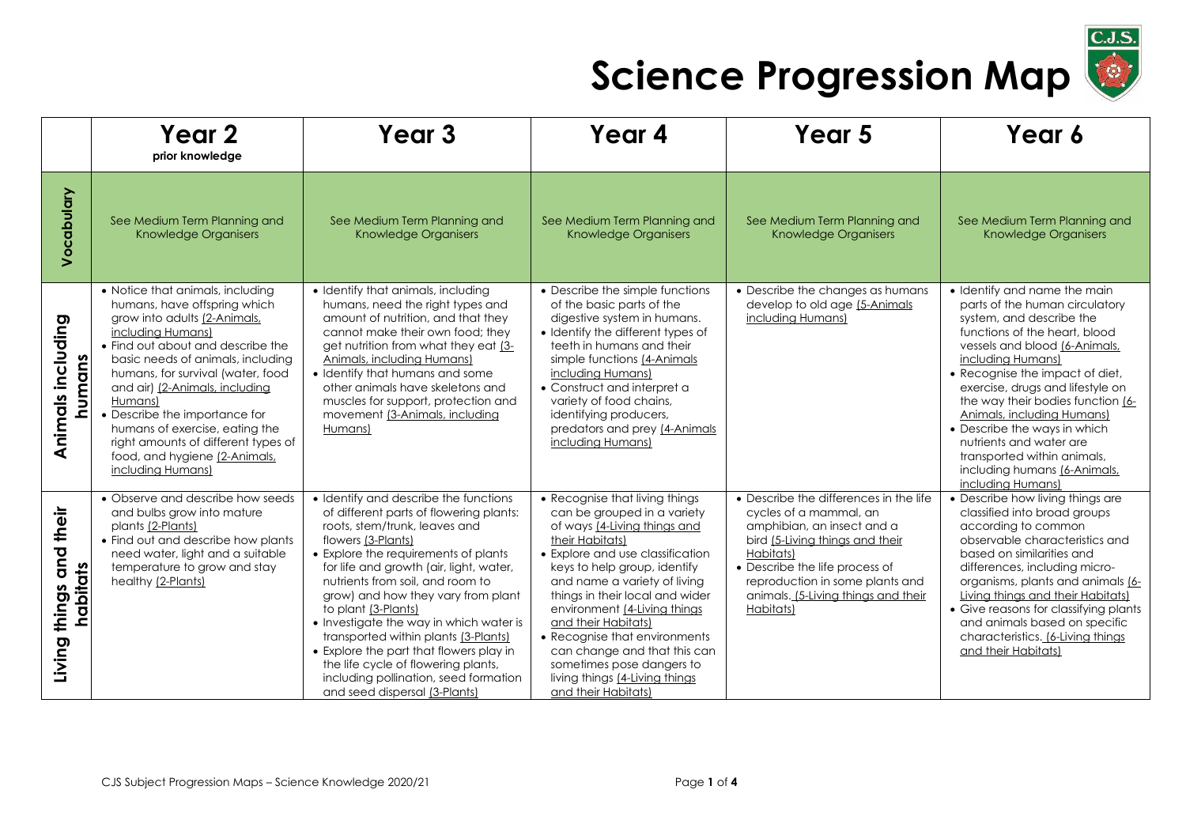# Science Progression Map

| | Year 2 prior knowledge | Year 3 | Year 4 | Year 5 | Year 6 |
|---|---|---|---|---|---|
| **Vocabulary** | See Medium Term Planning and Knowledge Organisers | See Medium Term Planning and Knowledge Organisers | See Medium Term Planning and Knowledge Organisers | See Medium Term Planning and Knowledge Organisers | See Medium Term Planning and Knowledge Organisers |
| **Animals including humans** | • Notice that animals, including humans, have offspring which grow into adults (2-Animals, including Humans)<br>• Find out about and describe the basic needs of animals, including humans, for survival (water, food and air) (2-Animals, including Humans)<br>• Describe the importance for humans of exercise, eating the right amounts of different types of food, and hygiene (2-Animals, including Humans) | • Identify that animals, including humans, need the right types and amount of nutrition, and that they cannot make their own food; they get nutrition from what they eat (3-Animals, including Humans)<br>• Identify that humans and some other animals have skeletons and muscles for support, protection and movement (3-Animals, including Humans) | • Describe the simple functions of the basic parts of the digestive system in humans.<br>• Identify the different types of teeth in humans and their simple functions (4-Animals including Humans)<br>• Construct and interpret a variety of food chains, identifying producers, predators and prey (4-Animals including Humans) | • Describe the changes as humans develop to old age (5-Animals including Humans) | • Identify and name the main parts of the human circulatory system, and describe the functions of the heart, blood vessels and blood (6-Animals, including Humans)<br>• Recognise the impact of diet, exercise, drugs and lifestyle on the way their bodies function (6-Animals, including Humans)<br>• Describe the ways in which nutrients and water are transported within animals, including humans (6-Animals, including Humans) |
| **Living things and their habitats** | • Observe and describe how seeds and bulbs grow into mature plants (2-Plants)<br>• Find out and describe how plants need water, light and a suitable temperature to grow and stay healthy (2-Plants) | • Identify and describe the functions of different parts of flowering plants: roots, stem/trunk, leaves and flowers (3-Plants)<br>• Explore the requirements of plants for life and growth (air, light, water, nutrients from soil, and room to grow) and how they vary from plant to plant (3-Plants)<br>• Investigate the way in which water is transported within plants (3-Plants)<br>• Explore the part that flowers play in the life cycle of flowering plants, including pollination, seed formation and seed dispersal (3-Plants) | • Recognise that living things can be grouped in a variety of ways (4-Living things and their Habitats)<br>• Explore and use classification keys to help group, identify and name a variety of living things in their local and wider environment (4-Living things and their Habitats)<br>• Recognise that environments can change and that this can sometimes pose dangers to living things (4-Living things and their Habitats) | • Describe the differences in the life cycles of a mammal, an amphibian, an insect and a bird (5-Living things and their Habitats)<br>• Describe the life process of reproduction in some plants and animals. (5-Living things and their Habitats) | • Describe how living things are classified into broad groups according to common observable characteristics and based on similarities and differences, including micro-organisms, plants and animals (6-Living things and their Habitats)<br>• Give reasons for classifying plants and animals based on specific characteristics. (6-Living things and their Habitats) |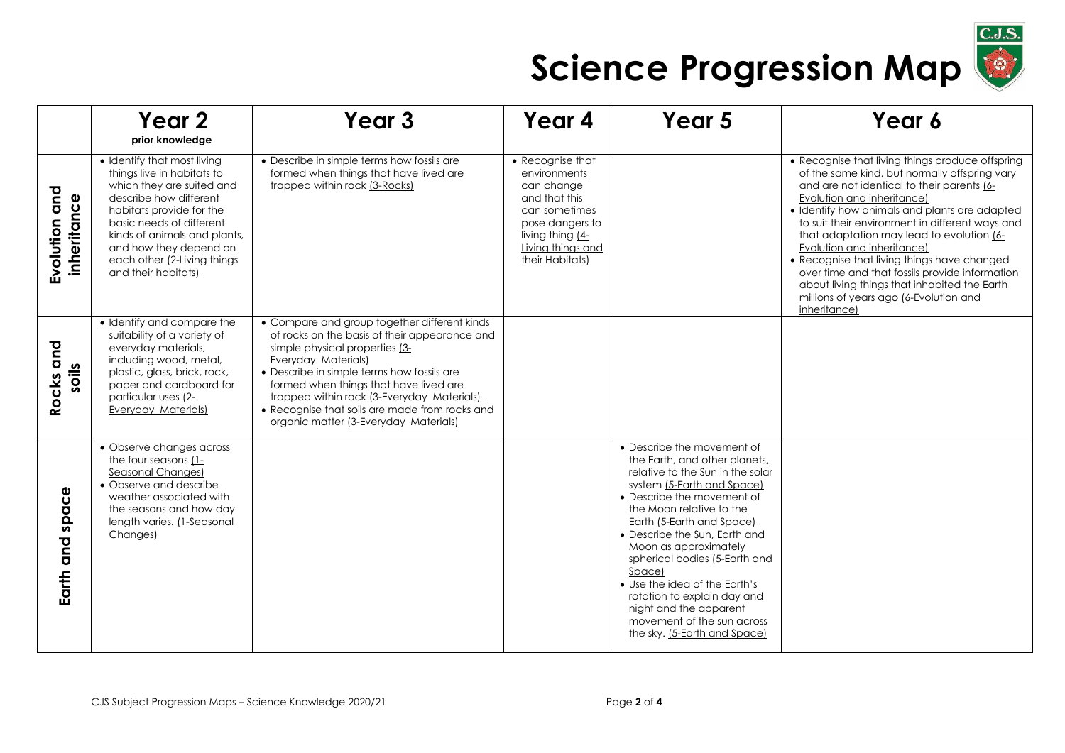# Science Progression Map

| | Year 2 prior knowledge | Year 3 | Year 4 | Year 5 | Year 6 |
|---|---|---|---|---|---|
| **Evolution and inheritance** | • Identify that most living things live in habitats to which they are suited and describe how different habitats provide for the basic needs of different kinds of animals and plants, and how they depend on each other (2-Living things and their habitats) | • Describe in simple terms how fossils are formed when things that have lived are trapped within rock (3-Rocks) | • Recognise that environments can change and that this can sometimes pose dangers to living thing (4-Living things and their Habitats) | | • Recognise that living things produce offspring of the same kind, but normally offspring vary and are not identical to their parents (6-Evolution and inheritance)<br>• Identify how animals and plants are adapted to suit their environment in different ways and that adaptation may lead to evolution (6-Evolution and inheritance)<br>• Recognise that living things have changed over time and that fossils provide information about living things that inhabited the Earth millions of years ago (6-Evolution and inheritance) |
| **Rocks and soils** | • Identify and compare the suitability of a variety of everyday materials, including wood, metal, plastic, glass, brick, rock, paper and cardboard for particular uses (2-Everyday Materials) | • Compare and group together different kinds of rocks on the basis of their appearance and simple physical properties (3-Everyday Materials)<br>• Describe in simple terms how fossils are formed when things that have lived are trapped within rock (3-Everyday Materials)<br>• Recognise that soils are made from rocks and organic matter (3-Everyday Materials) | | | |
| **Earth and space** | • Observe changes across the four seasons (1-Seasonal Changes)<br>• Observe and describe weather associated with the seasons and how day length varies. (1-Seasonal Changes) | | | • Describe the movement of the Earth, and other planets, relative to the Sun in the solar system (5-Earth and Space)<br>• Describe the movement of the Moon relative to the Earth (5-Earth and Space)<br>• Describe the Sun, Earth and Moon as approximately spherical bodies (5-Earth and Space)<br>• Use the idea of the Earth's rotation to explain day and night and the apparent movement of the sun across the sky. (5-Earth and Space) | |

CJS Subject Progression Maps – Science Knowledge 2020/21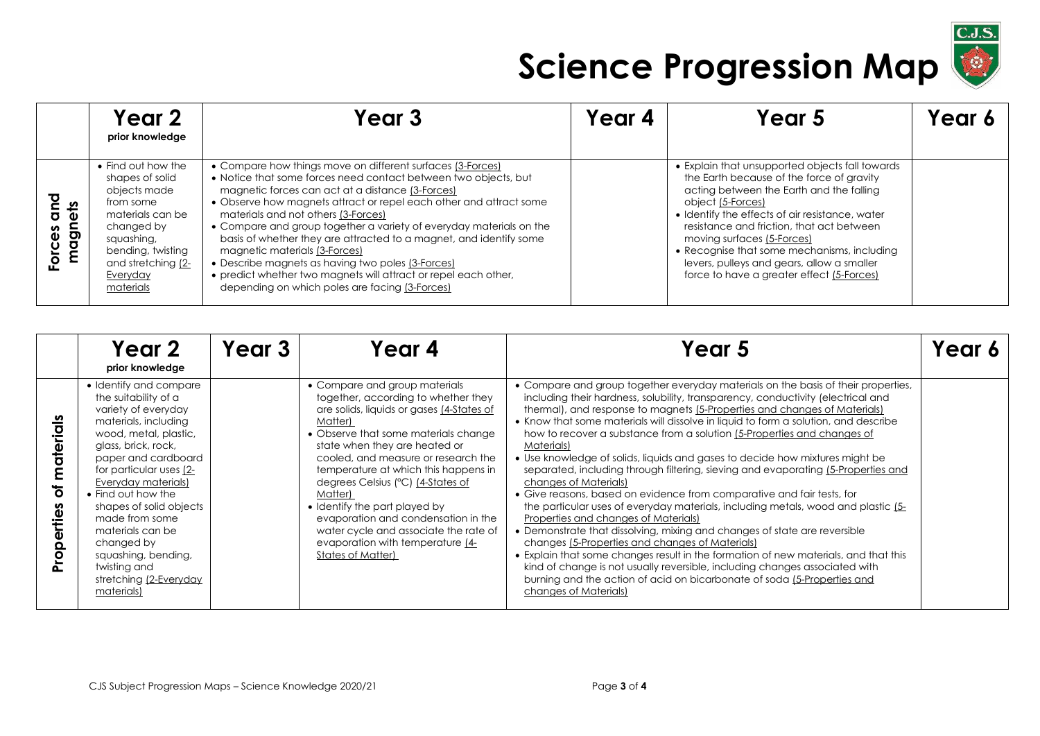# Science Progression Map

| | Year 2 prior knowledge | Year 3 | Year 4 | Year 5 | Year 6 |
|---|---|---|---|---|---|
| **Forces and magnets** | • Find out how the shapes of solid objects made from some materials can be changed by squashing, bending, twisting and stretching (2-Everyday materials | • Compare how things move on different surfaces (3-Forces)<br>• Notice that some forces need contact between two objects, but magnetic forces can act at a distance (3-Forces)<br>• Observe how magnets attract or repel each other and attract some materials and not others (3-Forces)<br>• Compare and group together a variety of everyday materials on the basis of whether they are attracted to a magnet, and identify some magnetic materials (3-Forces)<br>• Describe magnets as having two poles (3-Forces)<br>• predict whether two magnets will attract or repel each other, depending on which poles are facing (3-Forces) | | • Explain that unsupported objects fall towards the Earth because of the force of gravity acting between the Earth and the falling object (5-Forces)<br>• Identify the effects of air resistance, water resistance and friction, that act between moving surfaces (5-Forces)<br>• Recognise that some mechanisms, including levers, pulleys and gears, allow a smaller force to have a greater effect (5-Forces) | |

| | Year 2 prior knowledge | Year 3 | Year 4 | Year 5 | Year 6 |
|---|---|---|---|---|---|
| **Properties of materials** | • Identify and compare the suitability of a variety of everyday materials, including wood, metal, plastic, glass, brick, rock, paper and cardboard for particular uses (2-Everyday materials)<br>• Find out how the shapes of solid objects made from some materials can be changed by squashing, bending, twisting and stretching (2-Everyday materials) | | • Compare and group materials together, according to whether they are solids, liquids or gases (4-States of Matter)<br>• Observe that some materials change state when they are heated or cooled, and measure or research the temperature at which this happens in degrees Celsius (°C) (4-States of Matter)<br>• Identify the part played by evaporation and condensation in the water cycle and associate the rate of evaporation with temperature (4-States of Matter) | • Compare and group together everyday materials on the basis of their properties, including their hardness, solubility, transparency, conductivity (electrical and thermal), and response to magnets (5-Properties and changes of Materials)<br>• Know that some materials will dissolve in liquid to form a solution, and describe how to recover a substance from a solution (5-Properties and changes of Materials)<br>• Use knowledge of solids, liquids and gases to decide how mixtures might be separated, including through filtering, sieving and evaporating (5-Properties and changes of Materials)<br>• Give reasons, based on evidence from comparative and fair tests, for the particular uses of everyday materials, including metals, wood and plastic (5-Properties and changes of Materials)<br>• Demonstrate that dissolving, mixing and changes of state are reversible changes (5-Properties and changes of Materials)<br>• Explain that some changes result in the formation of new materials, and that this kind of change is not usually reversible, including changes associated with burning and the action of acid on bicarbonate of soda (5-Properties and changes of Materials) | |

CJS Subject Progression Maps – Science Knowledge 2020/21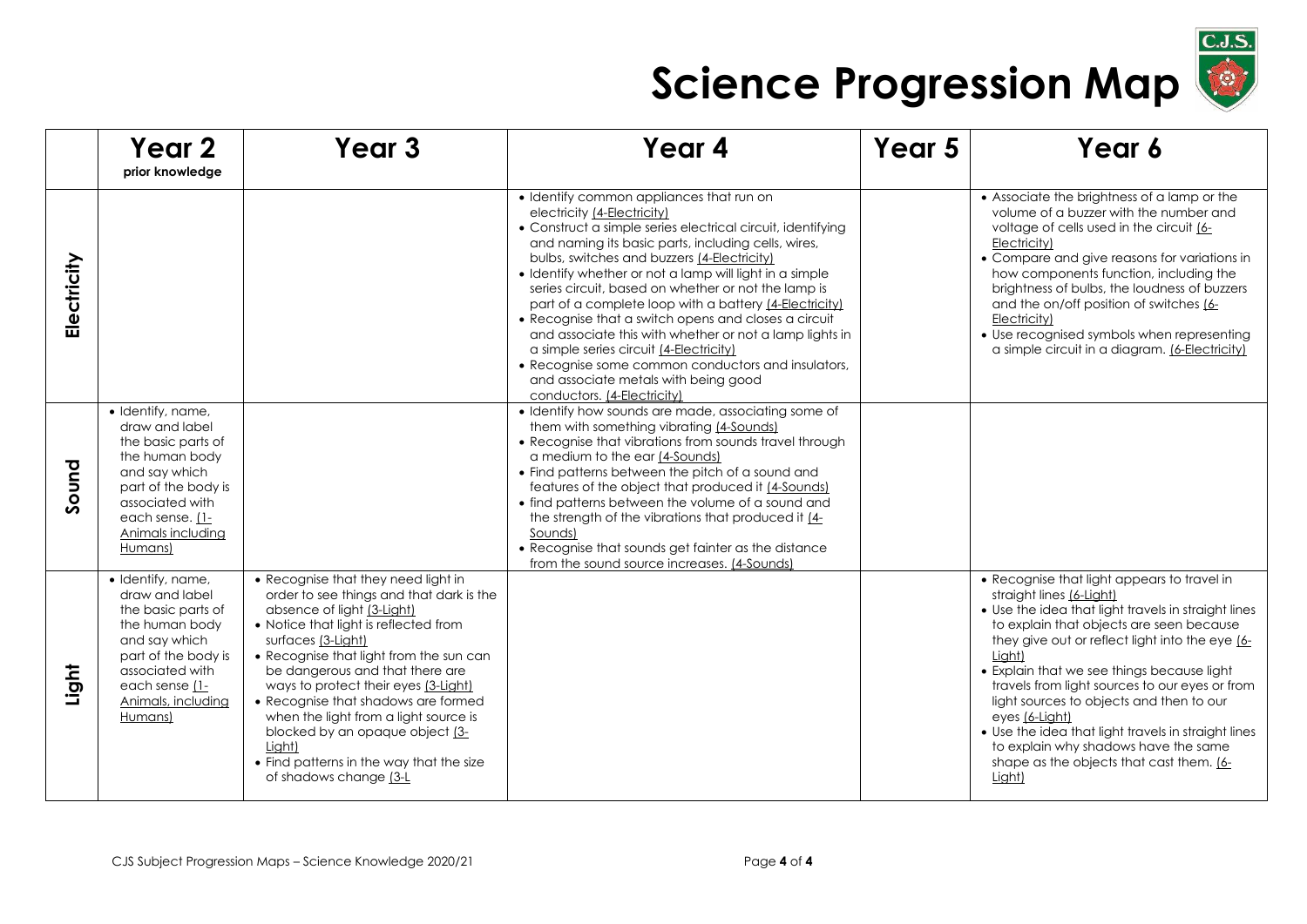# Science Progression Map

| | Year 2 prior knowledge | Year 3 | Year 4 | Year 5 | Year 6 |
|---|---|---|---|---|---|
| Electricity | | | • Identify common appliances that run on electricity (4-Electricity)<br>• Construct a simple series electrical circuit, identifying and naming its basic parts, including cells, wires, bulbs, switches and buzzers (4-Electricity)<br>• Identify whether or not a lamp will light in a simple series circuit, based on whether or not the lamp is part of a complete loop with a battery (4-Electricity)<br>• Recognise that a switch opens and closes a circuit and associate this with whether or not a lamp lights in a simple series circuit (4-Electricity)<br>• Recognise some common conductors and insulators, and associate metals with being good conductors. (4-Electricity) | | • Associate the brightness of a lamp or the volume of a buzzer with the number and voltage of cells used in the circuit (6-Electricity)<br>• Compare and give reasons for variations in how components function, including the brightness of bulbs, the loudness of buzzers and the on/off position of switches (6-Electricity)<br>• Use recognised symbols when representing a simple circuit in a diagram. (6-Electricity) |
| Sound | • Identify, name, draw and label the basic parts of the human body and say which part of the body is associated with each sense. (1-Animals including Humans) | | • Identify how sounds are made, associating some of them with something vibrating (4-Sounds)<br>• Recognise that vibrations from sounds travel through a medium to the ear (4-Sounds)<br>• Find patterns between the pitch of a sound and features of the object that produced it (4-Sounds)<br>• find patterns between the volume of a sound and the strength of the vibrations that produced it (4-Sounds)<br>• Recognise that sounds get fainter as the distance from the sound source increases. (4-Sounds) | | |
| Light | • Identify, name, draw and label the basic parts of the human body and say which part of the body is associated with each sense (1-Animals, including Humans) | • Recognise that they need light in order to see things and that dark is the absence of light (3-Light)<br>• Notice that light is reflected from surfaces (3-Light)<br>• Recognise that light from the sun can be dangerous and that there are ways to protect their eyes (3-Light)<br>• Recognise that shadows are formed when the light from a light source is blocked by an opaque object (3-Light)<br>• Find patterns in the way that the size of shadows change (3-L | | | • Recognise that light appears to travel in straight lines (6-Light)<br>• Use the idea that light travels in straight lines to explain that objects are seen because they give out or reflect light into the eye (6-Light)<br>• Explain that we see things because light travels from light sources to our eyes or from light sources to objects and then to our eyes (6-Light)<br>• Use the idea that light travels in straight lines to explain why shadows have the same shape as the objects that cast them. (6-Light) |

CJS Subject Progression Maps – Science Knowledge 2020/21